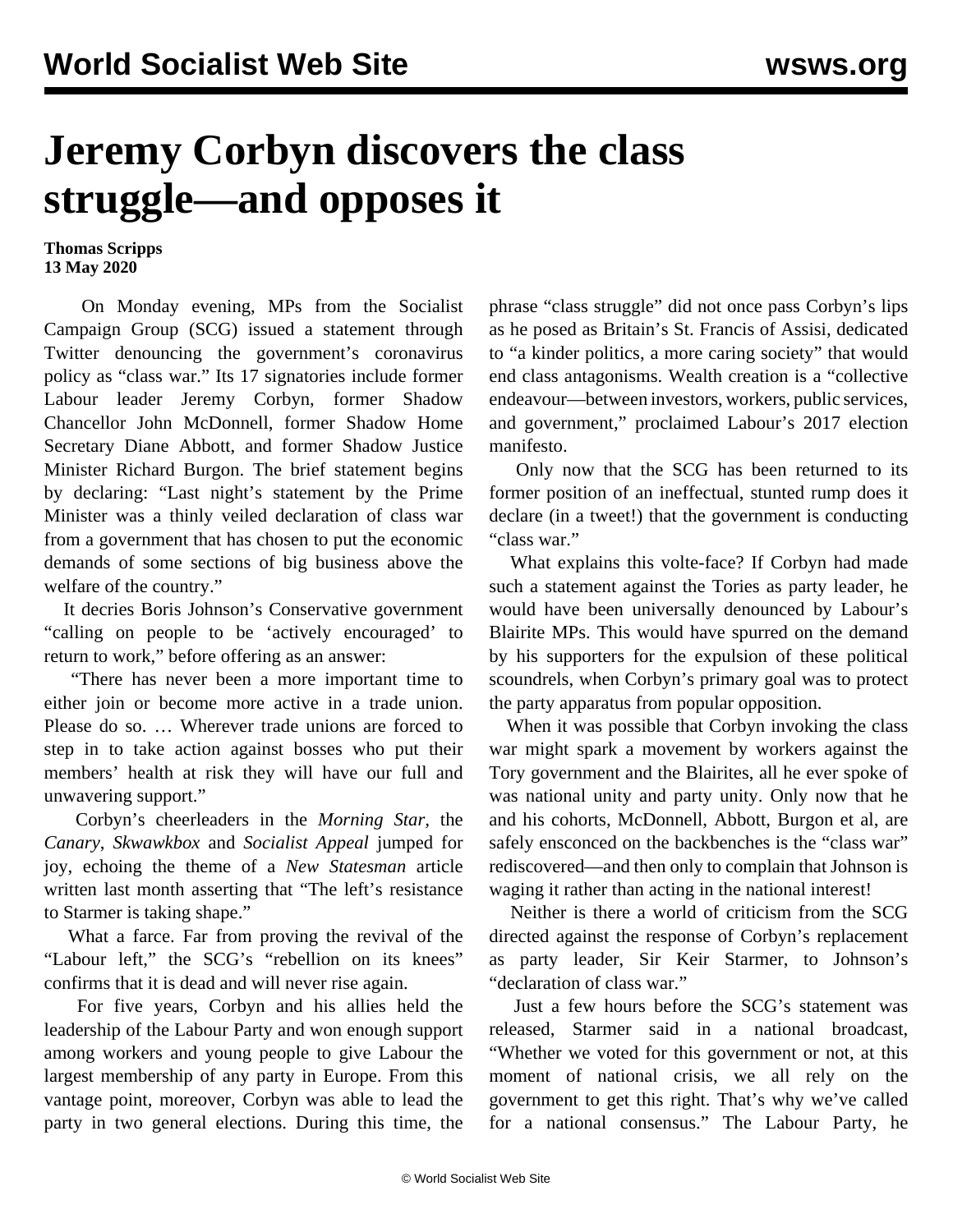# Jeremy Corbyn discovers the class struggle—and opposes it

**Thomas Scripps**
**13 May 2020**

On Monday evening, MPs from the Socialist Campaign Group (SCG) issued a statement through Twitter denouncing the government's coronavirus policy as "class war." Its 17 signatories include former Labour leader Jeremy Corbyn, former Shadow Chancellor John McDonnell, former Shadow Home Secretary Diane Abbott, and former Shadow Justice Minister Richard Burgon. The brief statement begins by declaring: "Last night's statement by the Prime Minister was a thinly veiled declaration of class war from a government that has chosen to put the economic demands of some sections of big business above the welfare of the country."

It decries Boris Johnson's Conservative government "calling on people to be 'actively encouraged' to return to work," before offering as an answer:

"There has never been a more important time to either join or become more active in a trade union. Please do so. … Wherever trade unions are forced to step in to take action against bosses who put their members' health at risk they will have our full and unwavering support."

Corbyn's cheerleaders in the *Morning Star*, the *Canary*, *Skwawkbox* and *Socialist Appeal* jumped for joy, echoing the theme of a *New Statesman* article written last month asserting that "The left's resistance to Starmer is taking shape."

What a farce. Far from proving the revival of the "Labour left," the SCG's "rebellion on its knees" confirms that it is dead and will never rise again.

For five years, Corbyn and his allies held the leadership of the Labour Party and won enough support among workers and young people to give Labour the largest membership of any party in Europe. From this vantage point, moreover, Corbyn was able to lead the party in two general elections. During this time, the phrase "class struggle" did not once pass Corbyn's lips as he posed as Britain's St. Francis of Assisi, dedicated to "a kinder politics, a more caring society" that would end class antagonisms. Wealth creation is a "collective endeavour—between investors, workers, public services, and government," proclaimed Labour's 2017 election manifesto.

Only now that the SCG has been returned to its former position of an ineffectual, stunted rump does it declare (in a tweet!) that the government is conducting "class war."

What explains this volte-face? If Corbyn had made such a statement against the Tories as party leader, he would have been universally denounced by Labour's Blairite MPs. This would have spurred on the demand by his supporters for the expulsion of these political scoundrels, when Corbyn's primary goal was to protect the party apparatus from popular opposition.

When it was possible that Corbyn invoking the class war might spark a movement by workers against the Tory government and the Blairites, all he ever spoke of was national unity and party unity. Only now that he and his cohorts, McDonnell, Abbott, Burgon et al, are safely ensconced on the backbenches is the "class war" rediscovered—and then only to complain that Johnson is waging it rather than acting in the national interest!

Neither is there a world of criticism from the SCG directed against the response of Corbyn's replacement as party leader, Sir Keir Starmer, to Johnson's "declaration of class war."

Just a few hours before the SCG's statement was released, Starmer said in a national broadcast, "Whether we voted for this government or not, at this moment of national crisis, we all rely on the government to get this right. That's why we've called for a national consensus." The Labour Party, he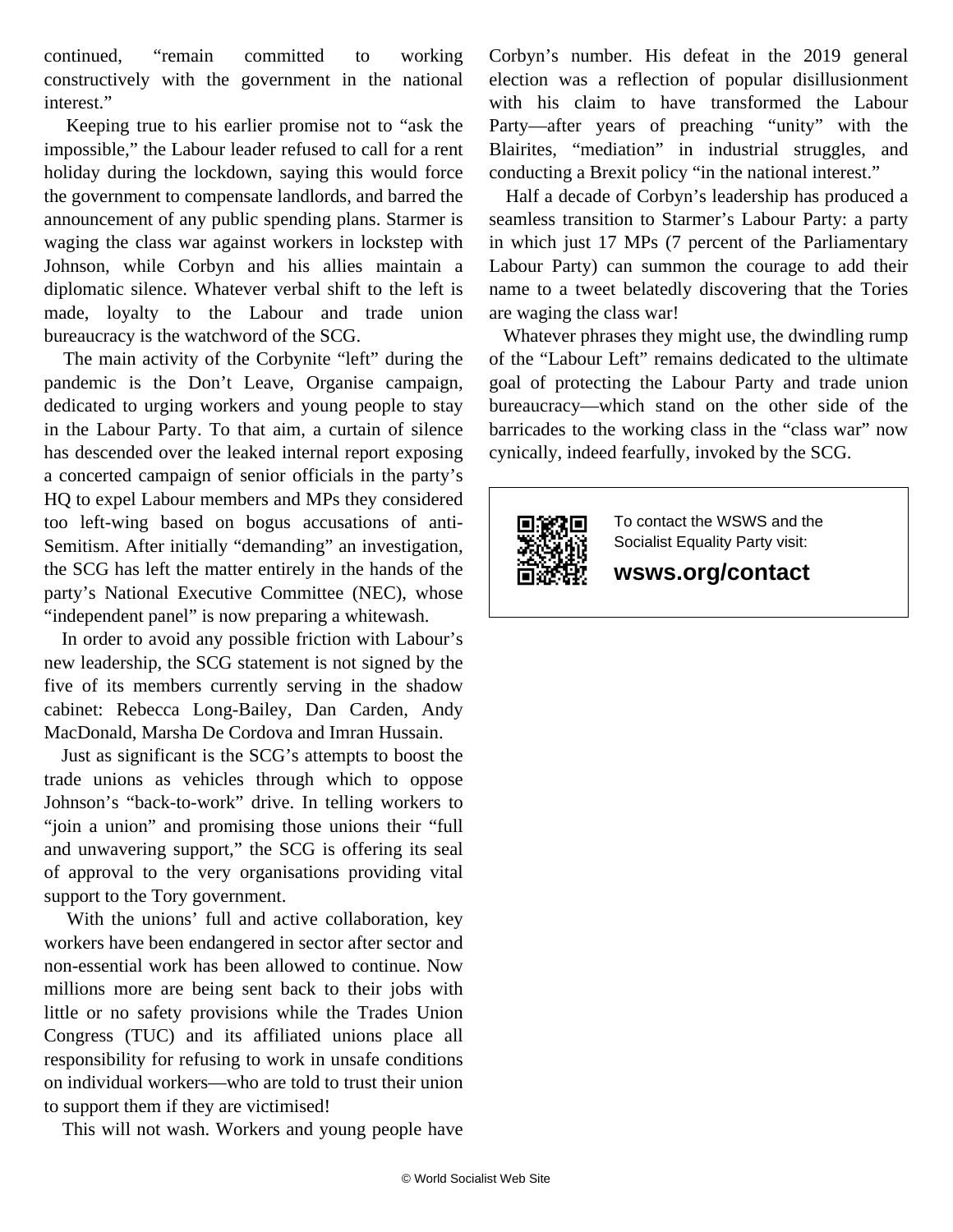continued, "remain committed to working constructively with the government in the national interest."

Keeping true to his earlier promise not to "ask the impossible," the Labour leader refused to call for a rent holiday during the lockdown, saying this would force the government to compensate landlords, and barred the announcement of any public spending plans. Starmer is waging the class war against workers in lockstep with Johnson, while Corbyn and his allies maintain a diplomatic silence. Whatever verbal shift to the left is made, loyalty to the Labour and trade union bureaucracy is the watchword of the SCG.

The main activity of the Corbynite "left" during the pandemic is the Don't Leave, Organise campaign, dedicated to urging workers and young people to stay in the Labour Party. To that aim, a curtain of silence has descended over the leaked internal report exposing a concerted campaign of senior officials in the party's HQ to expel Labour members and MPs they considered too left-wing based on bogus accusations of anti-Semitism. After initially "demanding" an investigation, the SCG has left the matter entirely in the hands of the party's National Executive Committee (NEC), whose "independent panel" is now preparing a whitewash.

In order to avoid any possible friction with Labour's new leadership, the SCG statement is not signed by the five of its members currently serving in the shadow cabinet: Rebecca Long-Bailey, Dan Carden, Andy MacDonald, Marsha De Cordova and Imran Hussain.

Just as significant is the SCG's attempts to boost the trade unions as vehicles through which to oppose Johnson's "back-to-work" drive. In telling workers to "join a union" and promising those unions their "full and unwavering support," the SCG is offering its seal of approval to the very organisations providing vital support to the Tory government.

With the unions' full and active collaboration, key workers have been endangered in sector after sector and non-essential work has been allowed to continue. Now millions more are being sent back to their jobs with little or no safety provisions while the Trades Union Congress (TUC) and its affiliated unions place all responsibility for refusing to work in unsafe conditions on individual workers—who are told to trust their union to support them if they are victimised!

This will not wash. Workers and young people have Corbyn's number. His defeat in the 2019 general election was a reflection of popular disillusionment with his claim to have transformed the Labour Party—after years of preaching "unity" with the Blairites, "mediation" in industrial struggles, and conducting a Brexit policy "in the national interest."

Half a decade of Corbyn's leadership has produced a seamless transition to Starmer's Labour Party: a party in which just 17 MPs (7 percent of the Parliamentary Labour Party) can summon the courage to add their name to a tweet belatedly discovering that the Tories are waging the class war!

Whatever phrases they might use, the dwindling rump of the "Labour Left" remains dedicated to the ultimate goal of protecting the Labour Party and trade union bureaucracy—which stand on the other side of the barricades to the working class in the "class war" now cynically, indeed fearfully, invoked by the SCG.

To contact the WSWS and the Socialist Equality Party visit:

**wsws.org/contact**